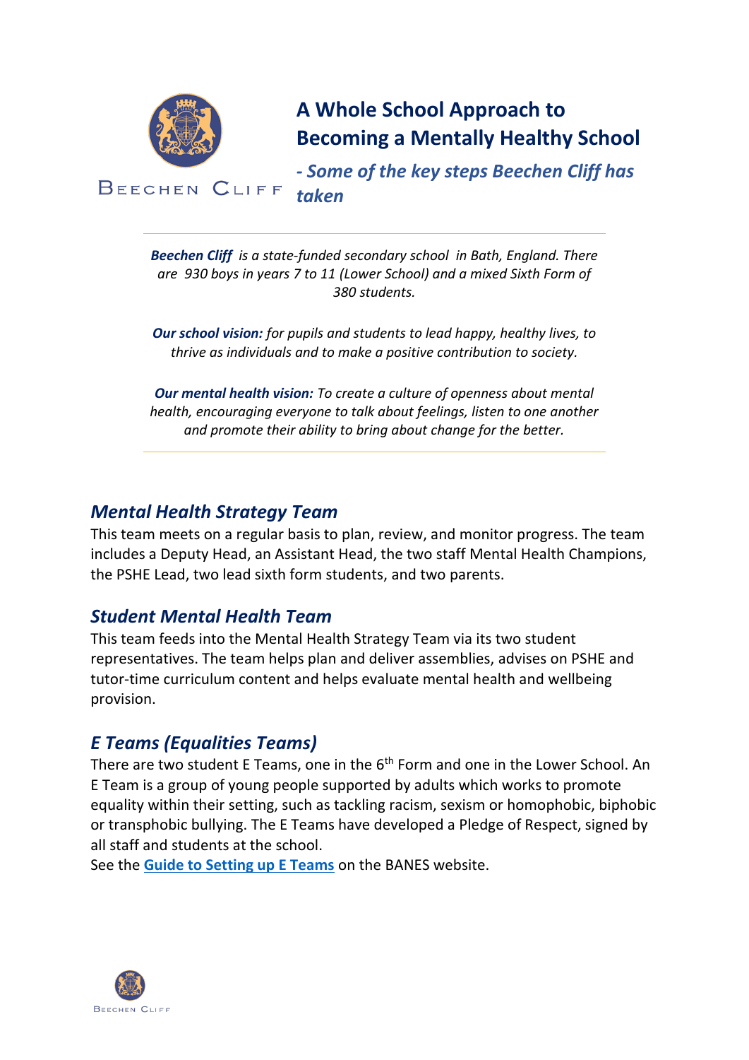# A Whole School Approach to Becoming a Mentally Healthy School

## *- Some of the key steps Beechen Cliff has taken*

***Beechen Cliff*** *is a state-funded secondary school in Bath, England. There are 930 boys in years 7 to 11 (Lower School) and a mixed Sixth Form of 380 students.*

***Our school vision:*** *for pupils and students to lead happy, healthy lives, to thrive as individuals and to make a positive contribution to society.*

***Our mental health vision:*** *To create a culture of openness about mental health, encouraging everyone to talk about feelings, listen to one another and promote their ability to bring about change for the better.*

---

## *Mental Health Strategy Team*

This team meets on a regular basis to plan, review, and monitor progress. The team includes a Deputy Head, an Assistant Head, the two staff Mental Health Champions, the PSHE Lead, two lead sixth form students, and two parents.

## *Student Mental Health Team*

This team feeds into the Mental Health Strategy Team via its two student representatives. The team helps plan and deliver assemblies, advises on PSHE and tutor-time curriculum content and helps evaluate mental health and wellbeing provision.

## *E Teams (Equalities Teams)*

There are two student E Teams, one in the 6th Form and one in the Lower School. An E Team is a group of young people supported by adults which works to promote equality within their setting, such as tackling racism, sexism or homophobic, biphobic or transphobic bullying. The E Teams have developed a Pledge of Respect, signed by all staff and students at the school.
See the **Guide to Setting up E Teams** on the BANES website.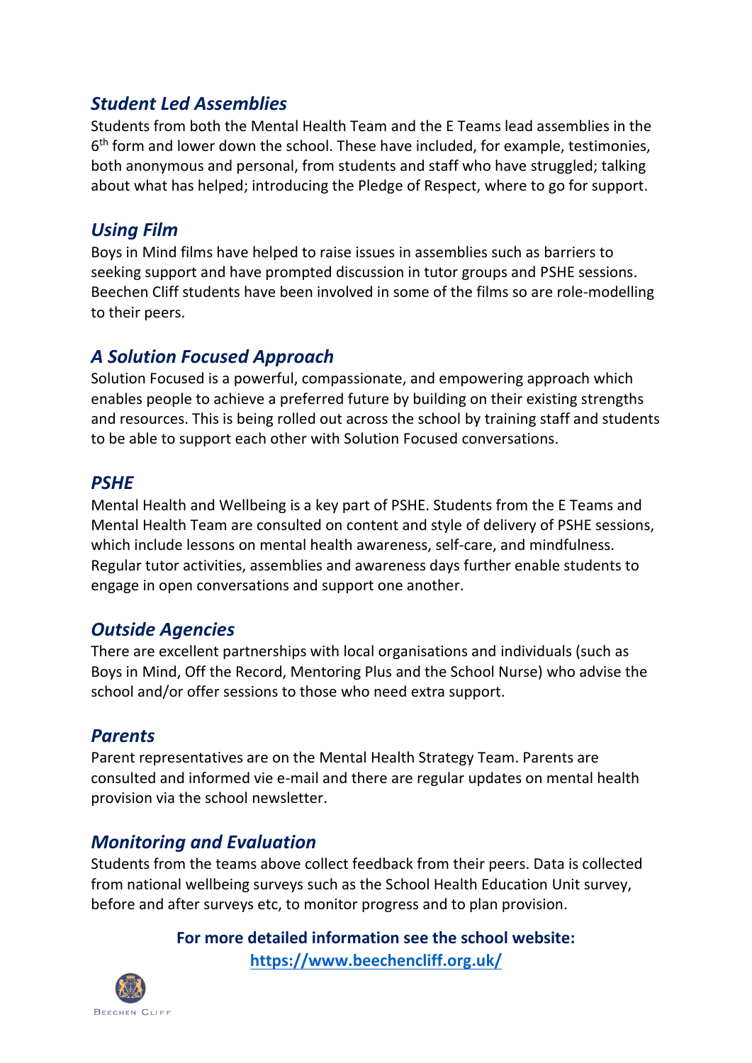## *Student Led Assemblies*

Students from both the Mental Health Team and the E Teams lead assemblies in the 6th form and lower down the school. These have included, for example, testimonies, both anonymous and personal, from students and staff who have struggled; talking about what has helped; introducing the Pledge of Respect, where to go for support.

## *Using Film*

Boys in Mind films have helped to raise issues in assemblies such as barriers to seeking support and have prompted discussion in tutor groups and PSHE sessions. Beechen Cliff students have been involved in some of the films so are role-modelling to their peers.

## *A Solution Focused Approach*

Solution Focused is a powerful, compassionate, and empowering approach which enables people to achieve a preferred future by building on their existing strengths and resources. This is being rolled out across the school by training staff and students to be able to support each other with Solution Focused conversations.

## *PSHE*

Mental Health and Wellbeing is a key part of PSHE. Students from the E Teams and Mental Health Team are consulted on content and style of delivery of PSHE sessions, which include lessons on mental health awareness, self-care, and mindfulness. Regular tutor activities, assemblies and awareness days further enable students to engage in open conversations and support one another.

## *Outside Agencies*

There are excellent partnerships with local organisations and individuals (such as Boys in Mind, Off the Record, Mentoring Plus and the School Nurse) who advise the school and/or offer sessions to those who need extra support.

## *Parents*

Parent representatives are on the Mental Health Strategy Team. Parents are consulted and informed vie e-mail and there are regular updates on mental health provision via the school newsletter.

## *Monitoring and Evaluation*

Students from the teams above collect feedback from their peers. Data is collected from national wellbeing surveys such as the School Health Education Unit survey, before and after surveys etc, to monitor progress and to plan provision.

**For more detailed information see the school website:**
**https://www.beechencliff.org.uk/**

Beechen Cliff